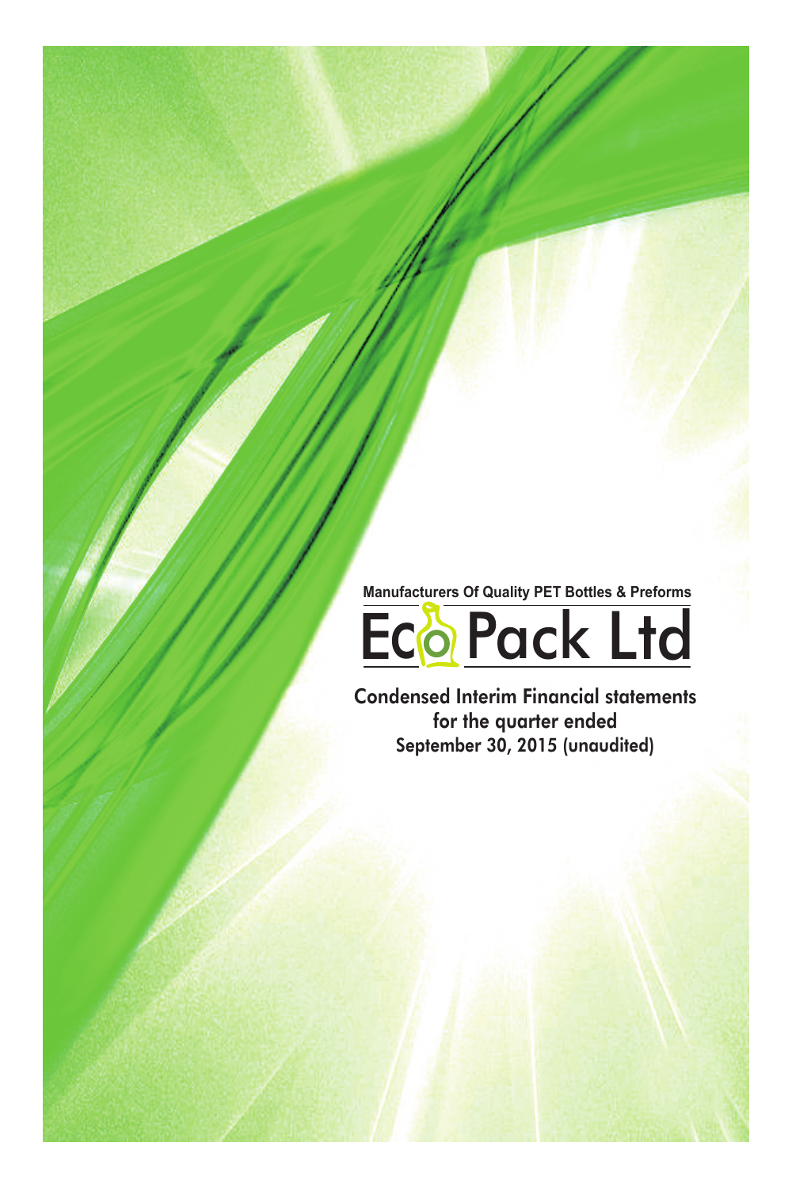Manufacturers Of Quality PET Bottles & Preforms

# Eco Pack Ltd

## Condensed Interim Financial statements for the quarter ended September 30, 2015 (unaudited)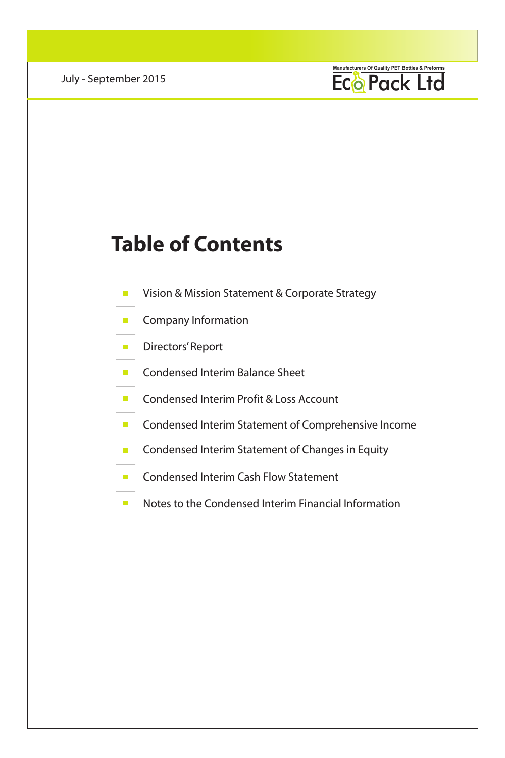# Table of Contents

- Vision & Mission Statement & Corporate Strategy
- Company Information
- Directors' Report
- Condensed Interim Balance Sheet
- Condensed Interim Profit & Loss Account
- Condensed Interim Statement of Comprehensive Income
- Condensed Interim Statement of Changes in Equity
- Condensed Interim Cash Flow Statement
- Notes to the Condensed Interim Financial Information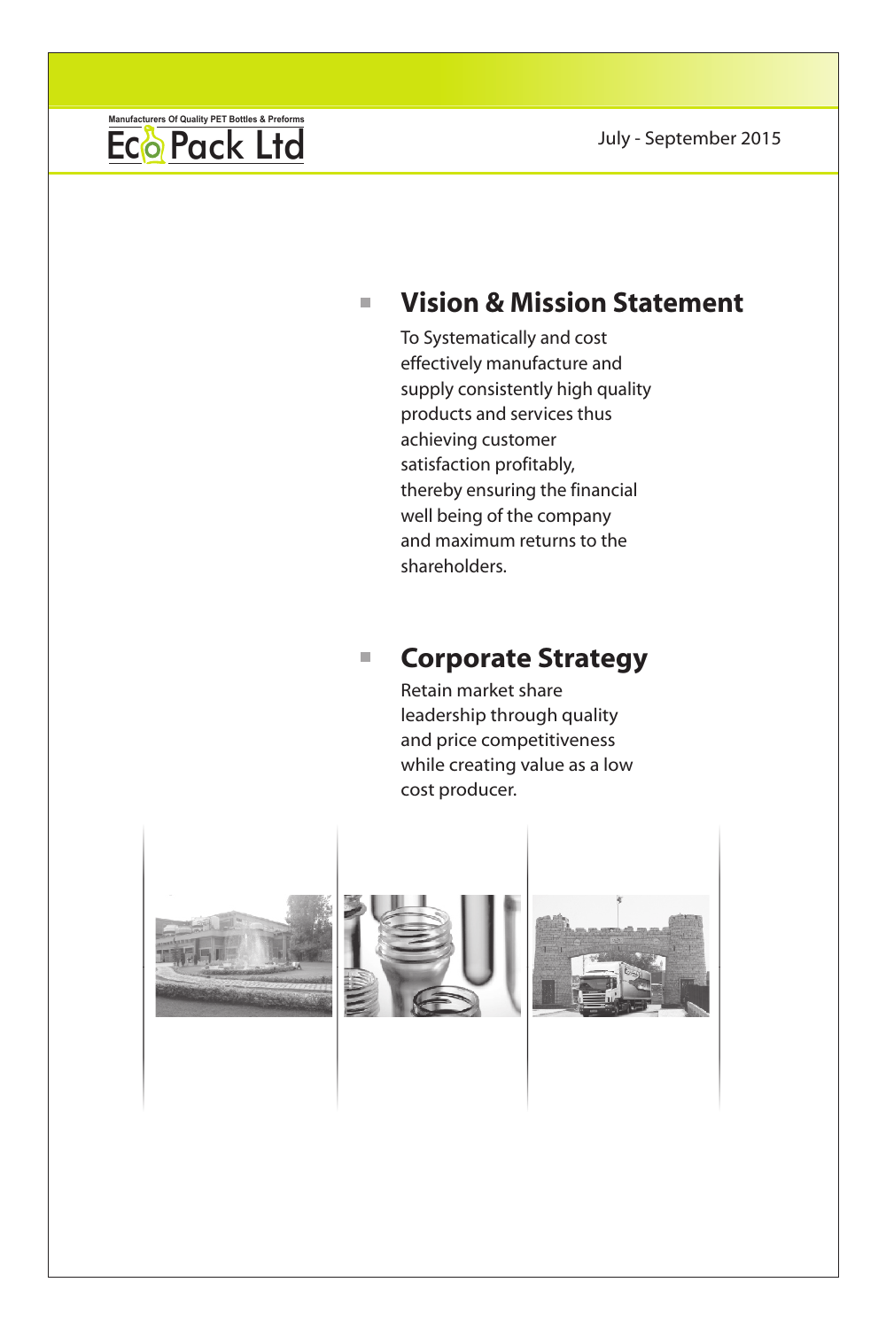## Vision & Mission Statement

To Systematically and cost effectively manufacture and supply consistently high quality products and services thus achieving customer satisfaction profitably, thereby ensuring the financial well being of the company and maximum returns to the shareholders.

## Corporate Strategy

Retain market share leadership through quality and price competitiveness while creating value as a low cost producer.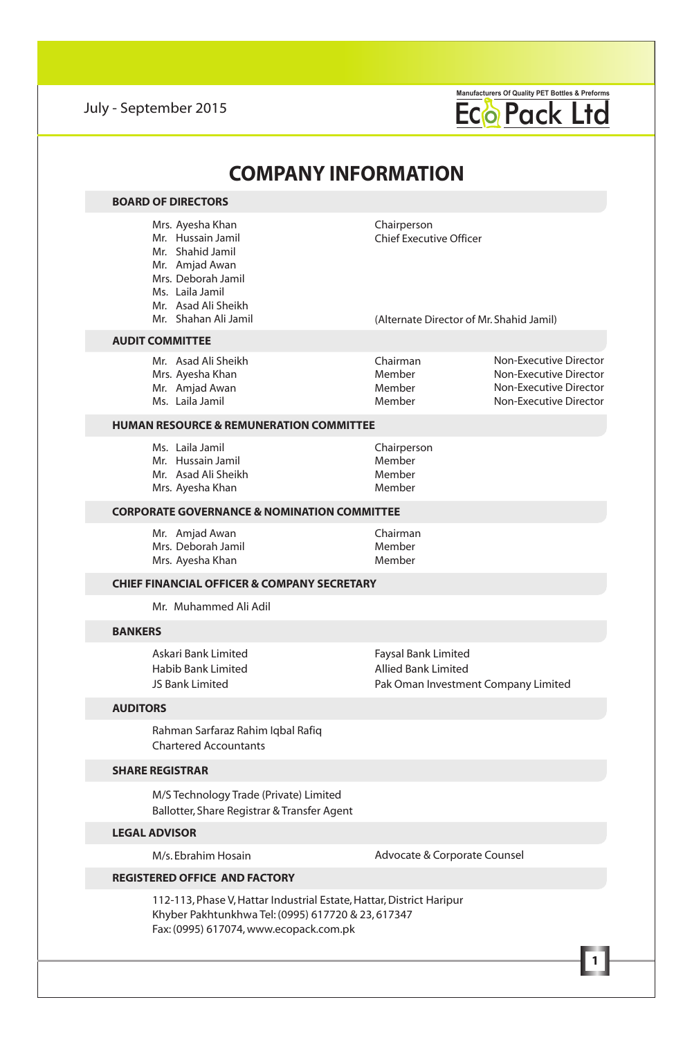# COMPANY INFORMATION

## BOARD OF DIRECTORS

| | |
|---|---|
| Mrs. Ayesha Khan | Chairperson |
| Mr. Hussain Jamil | Chief Executive Officer |
| Mr. Shahid Jamil | |
| Mr. Amjad Awan | |
| Mrs. Deborah Jamil | |
| Ms. Laila Jamil | |
| Mr. Asad Ali Sheikh | |
| Mr. Shahan Ali Jamil | (Alternate Director of Mr. Shahid Jamil) |

## AUDIT COMMITTEE

| | | |
|---|---|---|
| Mr. Asad Ali Sheikh | Chairman | Non-Executive Director |
| Mrs. Ayesha Khan | Member | Non-Executive Director |
| Mr. Amjad Awan | Member | Non-Executive Director |
| Ms. Laila Jamil | Member | Non-Executive Director |

## HUMAN RESOURCE & REMUNERATION COMMITTEE

| | |
|---|---|
| Ms. Laila Jamil | Chairperson |
| Mr. Hussain Jamil | Member |
| Mr. Asad Ali Sheikh | Member |
| Mrs. Ayesha Khan | Member |

## CORPORATE GOVERNANCE & NOMINATION COMMITTEE

| | |
|---|---|
| Mr. Amjad Awan | Chairman |
| Mrs. Deborah Jamil | Member |
| Mrs. Ayesha Khan | Member |

## CHIEF FINANCIAL OFFICER & COMPANY SECRETARY

Mr. Muhammed Ali Adil

## BANKERS

| | |
|---|---|
| Askari Bank Limited | Faysal Bank Limited |
| Habib Bank Limited | Allied Bank Limited |
| JS Bank Limited | Pak Oman Investment Company Limited |

## AUDITORS

Rahman Sarfaraz Rahim Iqbal Rafiq
Chartered Accountants

## SHARE REGISTRAR

M/S Technology Trade (Private) Limited
Ballotter, Share Registrar & Transfer Agent

## LEGAL ADVISOR

M/s. Ebrahim Hosain — Advocate & Corporate Counsel

## REGISTERED OFFICE AND FACTORY

112-113, Phase V, Hattar Industrial Estate, Hattar, District Haripur
Khyber Pakhtunkhwa Tel: (0995) 617720 & 23, 617347
Fax: (0995) 617074, www.ecopack.com.pk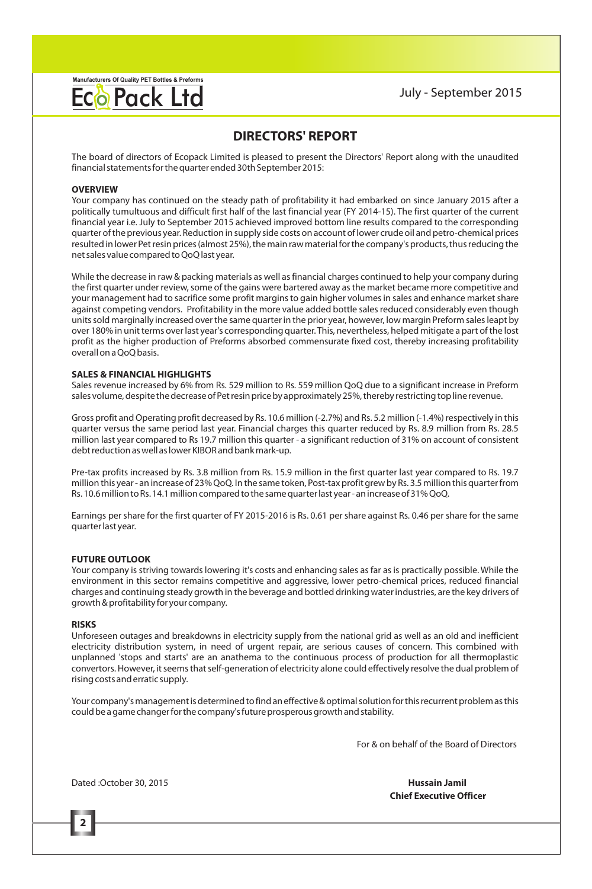# DIRECTORS' REPORT

The board of directors of Ecopack Limited is pleased to present the Directors' Report along with the unaudited financial statements for the quarter ended 30th September 2015:

**OVERVIEW**

Your company has continued on the steady path of profitability it had embarked on since January 2015 after a politically tumultuous and difficult first half of the last financial year (FY 2014-15). The first quarter of the current financial year i.e. July to September 2015 achieved improved bottom line results compared to the corresponding quarter of the previous year. Reduction in supply side costs on account of lower crude oil and petro-chemical prices resulted in lower Pet resin prices (almost 25%), the main raw material for the company's products, thus reducing the net sales value compared to QoQ last year.

While the decrease in raw & packing materials as well as financial charges continued to help your company during the first quarter under review, some of the gains were bartered away as the market became more competitive and your management had to sacrifice some profit margins to gain higher volumes in sales and enhance market share against competing vendors. Profitability in the more value added bottle sales reduced considerably even though units sold marginally increased over the same quarter in the prior year, however, low margin Preform sales leapt by over 180% in unit terms over last year's corresponding quarter. This, nevertheless, helped mitigate a part of the lost profit as the higher production of Preforms absorbed commensurate fixed cost, thereby increasing profitability overall on a QoQ basis.

**SALES & FINANCIAL HIGHLIGHTS**

Sales revenue increased by 6% from Rs. 529 million to Rs. 559 million QoQ due to a significant increase in Preform sales volume, despite the decrease of Pet resin price by approximately 25%, thereby restricting top line revenue.

Gross profit and Operating profit decreased by Rs. 10.6 million (-2.7%) and Rs. 5.2 million (-1.4%) respectively in this quarter versus the same period last year. Financial charges this quarter reduced by Rs. 8.9 million from Rs. 28.5 million last year compared to Rs 19.7 million this quarter - a significant reduction of 31% on account of consistent debt reduction as well as lower KIBOR and bank mark-up.

Pre-tax profits increased by Rs. 3.8 million from Rs. 15.9 million in the first quarter last year compared to Rs. 19.7 million this year - an increase of 23% QoQ. In the same token, Post-tax profit grew by Rs. 3.5 million this quarter from Rs. 10.6 million to Rs. 14.1 million compared to the same quarter last year - an increase of 31% QoQ.

Earnings per share for the first quarter of FY 2015-2016 is Rs. 0.61 per share against Rs. 0.46 per share for the same quarter last year.

**FUTURE OUTLOOK**

Your company is striving towards lowering it's costs and enhancing sales as far as is practically possible. While the environment in this sector remains competitive and aggressive, lower petro-chemical prices, reduced financial charges and continuing steady growth in the beverage and bottled drinking water industries, are the key drivers of growth & profitability for your company.

**RISKS**

Unforeseen outages and breakdowns in electricity supply from the national grid as well as an old and inefficient electricity distribution system, in need of urgent repair, are serious causes of concern. This combined with unplanned 'stops and starts' are an anathema to the continuous process of production for all thermoplastic convertors. However, it seems that self-generation of electricity alone could effectively resolve the dual problem of rising costs and erratic supply.

Your company's management is determined to find an effective & optimal solution for this recurrent problem as this could be a game changer for the company's future prosperous growth and stability.

For & on behalf of the Board of Directors

Dated :October 30, 2015

**Hussain Jamil**
**Chief Executive Officer**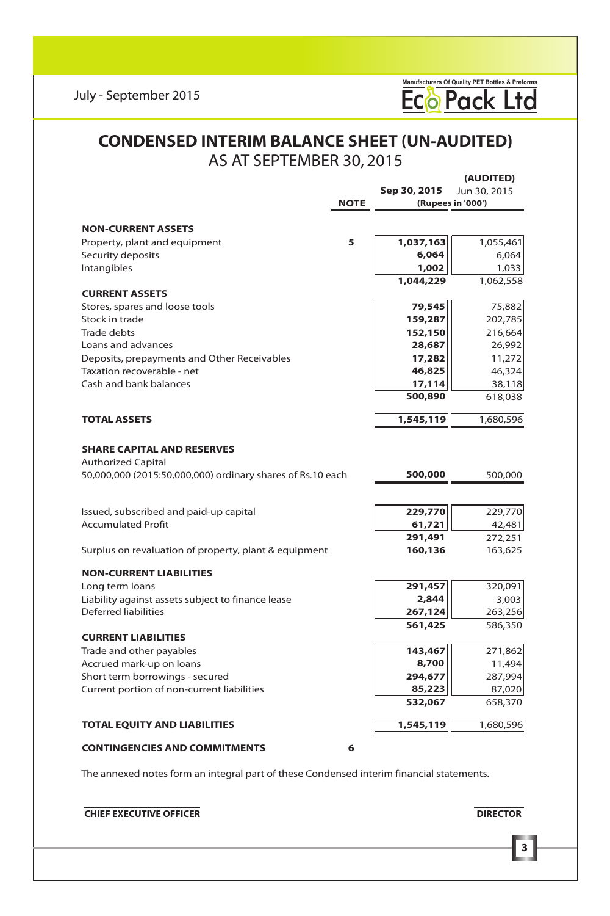# CONDENSED INTERIM BALANCE SHEET (UN-AUDITED)

## AS AT SEPTEMBER 30, 2015

| | NOTE | Sep 30, 2015 | (AUDITED) Jun 30, 2015 |
|---|---|---|---|
| | | (Rupees in '000') | |
| **NON-CURRENT ASSETS** | | | |
| Property, plant and equipment | 5 | **1,037,163** | 1,055,461 |
| Security deposits | | **6,064** | 6,064 |
| Intangibles | | **1,002** | 1,033 |
| | | **1,044,229** | 1,062,558 |
| **CURRENT ASSETS** | | | |
| Stores, spares and loose tools | | **79,545** | 75,882 |
| Stock in trade | | **159,287** | 202,785 |
| Trade debts | | **152,150** | 216,664 |
| Loans and advances | | **28,687** | 26,992 |
| Deposits, prepayments and Other Receivables | | **17,282** | 11,272 |
| Taxation recoverable - net | | **46,825** | 46,324 |
| Cash and bank balances | | **17,114** | 38,118 |
| | | **500,890** | 618,038 |
| **TOTAL ASSETS** | | **1,545,119** | 1,680,596 |
| **SHARE CAPITAL AND RESERVES** | | | |
| Authorized Capital | | | |
| 50,000,000 (2015:50,000,000) ordinary shares of Rs.10 each | | **500,000** | 500,000 |
| Issued, subscribed and paid-up capital | | **229,770** | 229,770 |
| Accumulated Profit | | **61,721** | 42,481 |
| | | **291,491** | 272,251 |
| Surplus on revaluation of property, plant & equipment | | **160,136** | 163,625 |
| **NON-CURRENT LIABILITIES** | | | |
| Long term loans | | **291,457** | 320,091 |
| Liability against assets subject to finance lease | | **2,844** | 3,003 |
| Deferred liabilities | | **267,124** | 263,256 |
| | | **561,425** | 586,350 |
| **CURRENT LIABILITIES** | | | |
| Trade and other payables | | **143,467** | 271,862 |
| Accrued mark-up on loans | | **8,700** | 11,494 |
| Short term borrowings - secured | | **294,677** | 287,994 |
| Current portion of non-current liabilities | | **85,223** | 87,020 |
| | | **532,067** | 658,370 |
| **TOTAL EQUITY AND LIABILITIES** | | **1,545,119** | 1,680,596 |
| **CONTINGENCIES AND COMMITMENTS** | 6 | | |

The annexed notes form an integral part of these Condensed interim financial statements.

**CHIEF EXECUTIVE OFFICER** **DIRECTOR**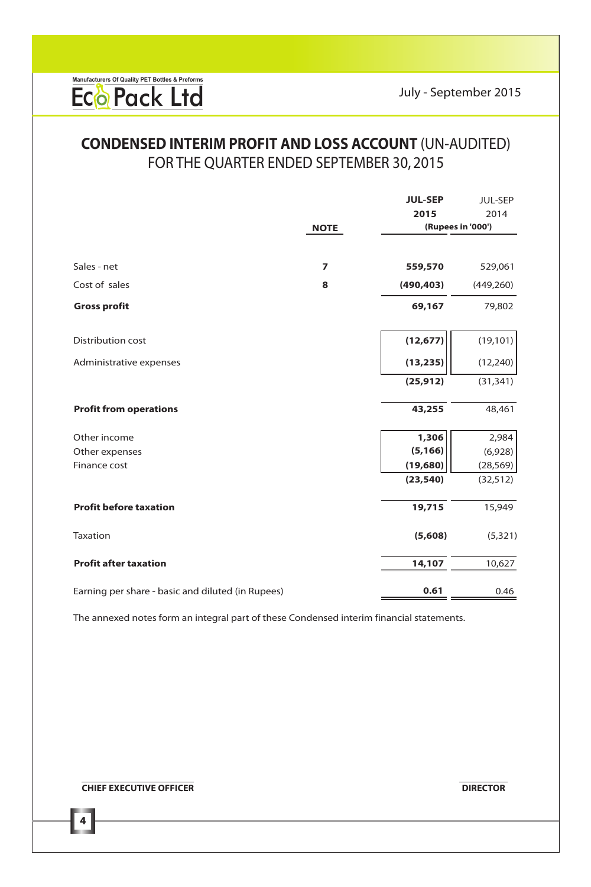# CONDENSED INTERIM PROFIT AND LOSS ACCOUNT (UN-AUDITED)
## FOR THE QUARTER ENDED SEPTEMBER 30, 2015

| | NOTE | JUL-SEP 2015 | JUL-SEP 2014 |
|---|---|---|---|
| | | (Rupees in '000') | |
| Sales - net | 7 | **559,570** | 529,061 |
| Cost of sales | 8 | **(490,403)** | (449,260) |
| **Gross profit** | | **69,167** | 79,802 |
| Distribution cost | | **(12,677)** | (19,101) |
| Administrative expenses | | **(13,235)** | (12,240) |
| | | **(25,912)** | (31,341) |
| **Profit from operations** | | **43,255** | 48,461 |
| Other income | | **1,306** | 2,984 |
| Other expenses | | **(5,166)** | (6,928) |
| Finance cost | | **(19,680)** | (28,569) |
| | | **(23,540)** | (32,512) |
| **Profit before taxation** | | **19,715** | 15,949 |
| Taxation | | **(5,608)** | (5,321) |
| **Profit after taxation** | | **14,107** | 10,627 |
| Earning per share - basic and diluted (in Rupees) | | **0.61** | 0.46 |

The annexed notes form an integral part of these Condensed interim financial statements.

**CHIEF EXECUTIVE OFFICER** **DIRECTOR**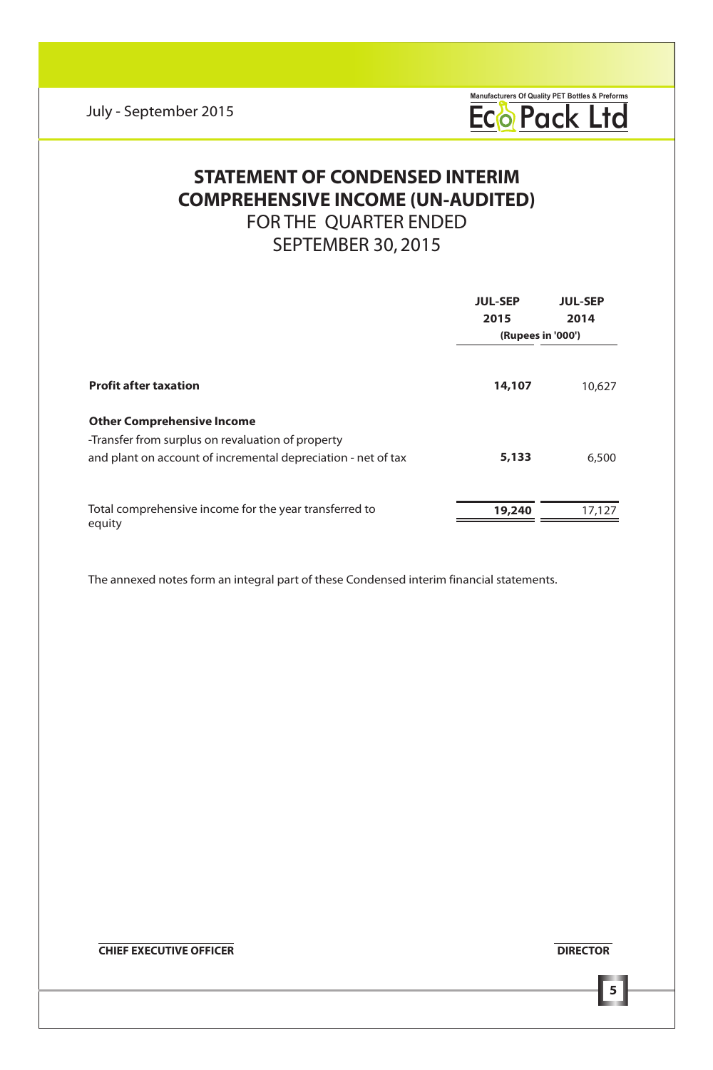# STATEMENT OF CONDENSED INTERIM COMPREHENSIVE INCOME (UN-AUDITED)

## FOR THE QUARTER ENDED SEPTEMBER 30, 2015

| | JUL-SEP 2015 | JUL-SEP 2014 |
|---|---|---|
| | (Rupees in '000') | |
| **Profit after taxation** | **14,107** | 10,627 |
| **Other Comprehensive Income** | | |
| -Transfer from surplus on revaluation of property and plant on account of incremental depreciation - net of tax | **5,133** | 6,500 |
| Total comprehensive income for the year transferred to equity | **19,240** | 17,127 |

The annexed notes form an integral part of these Condensed interim financial statements.

**CHIEF EXECUTIVE OFFICER** **DIRECTOR**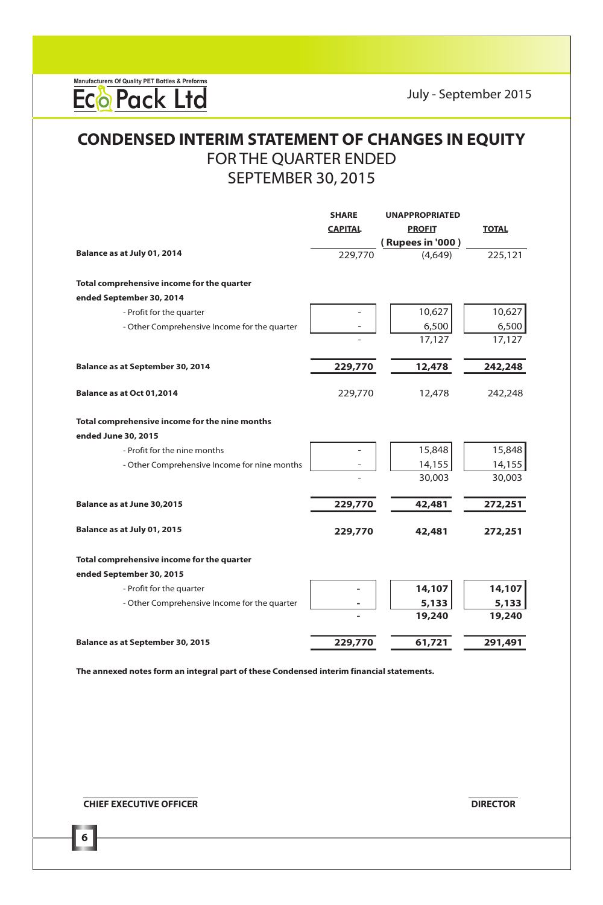# CONDENSED INTERIM STATEMENT OF CHANGES IN EQUITY

## FOR THE QUARTER ENDED SEPTEMBER 30, 2015

| | SHARE CAPITAL | UNAPPROPRIATED PROFIT | TOTAL |
|---|---|---|---|
| | | ( Rupees in '000 ) | |
| **Balance as at July 01, 2014** | 229,770 | (4,649) | 225,121 |
| **Total comprehensive income for the quarter ended September 30, 2014** | | | |
| - Profit for the quarter | - | 10,627 | 10,627 |
| - Other Comprehensive Income for the quarter | - | 6,500 | 6,500 |
| | - | 17,127 | 17,127 |
| **Balance as at September 30, 2014** | **229,770** | **12,478** | **242,248** |
| **Balance as at Oct 01,2014** | 229,770 | 12,478 | 242,248 |
| **Total comprehensive income for the nine months ended June 30, 2015** | | | |
| - Profit for the nine months | - | 15,848 | 15,848 |
| - Other Comprehensive Income for nine months | - | 14,155 | 14,155 |
| | - | 30,003 | 30,003 |
| **Balance as at June 30,2015** | **229,770** | **42,481** | **272,251** |
| **Balance as at July 01, 2015** | **229,770** | **42,481** | **272,251** |
| **Total comprehensive income for the quarter ended September 30, 2015** | | | |
| - Profit for the quarter | **-** | **14,107** | **14,107** |
| - Other Comprehensive Income for the quarter | **-** | **5,133** | **5,133** |
| | **-** | **19,240** | **19,240** |
| **Balance as at September 30, 2015** | **229,770** | **61,721** | **291,491** |

**The annexed notes form an integral part of these Condensed interim financial statements.**

**CHIEF EXECUTIVE OFFICER** **DIRECTOR**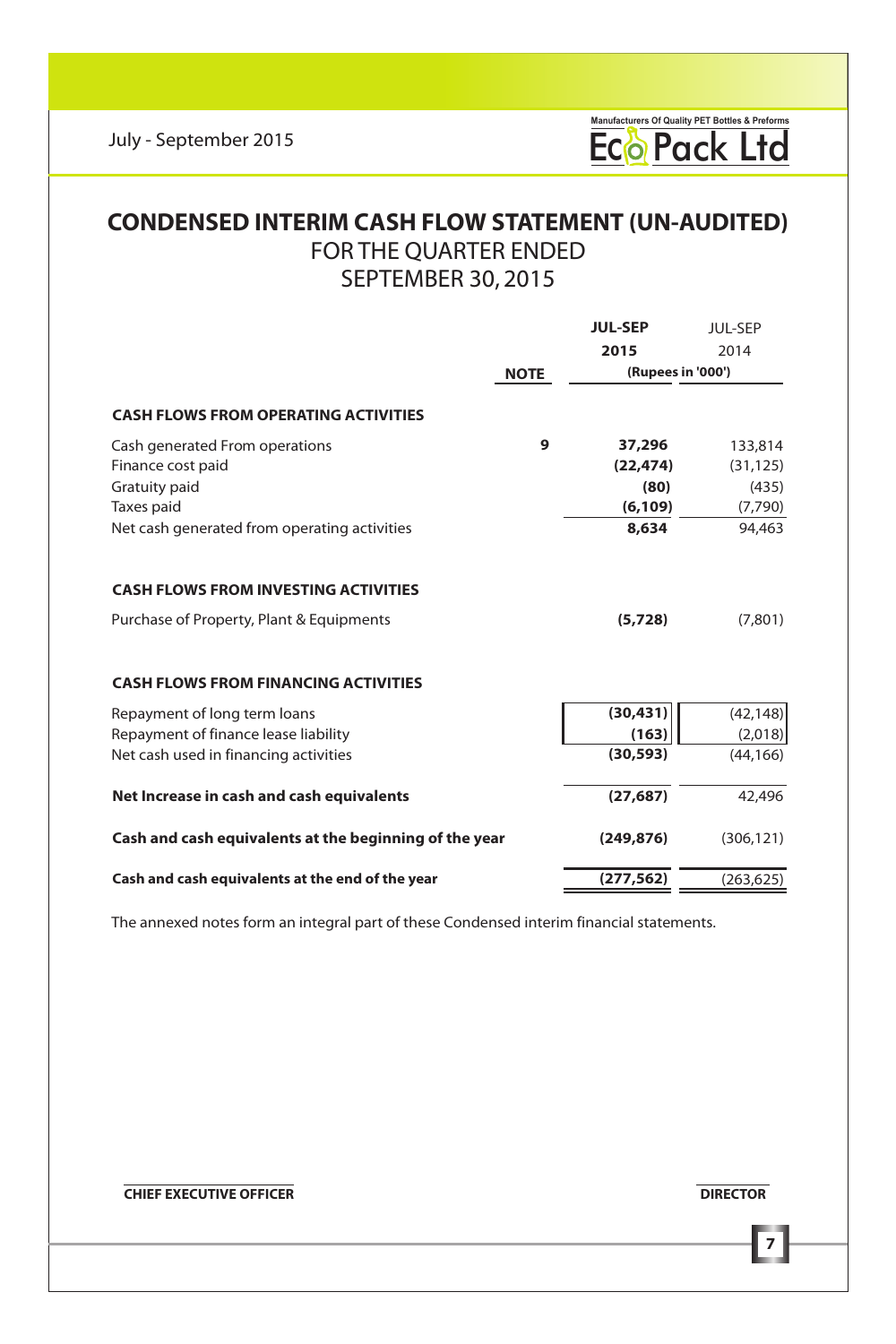# CONDENSED INTERIM CASH FLOW STATEMENT (UN-AUDITED)

## FOR THE QUARTER ENDED SEPTEMBER 30, 2015

| | NOTE | JUL-SEP 2015 | JUL-SEP 2014 |
|---|---|---|---|
| | | (Rupees in '000') | |
| **CASH FLOWS FROM OPERATING ACTIVITIES** | | | |
| Cash generated From operations | 9 | **37,296** | 133,814 |
| Finance cost paid | | **(22,474)** | (31,125) |
| Gratuity paid | | **(80)** | (435) |
| Taxes paid | | **(6,109)** | (7,790) |
| Net cash generated from operating activities | | **8,634** | 94,463 |
| **CASH FLOWS FROM INVESTING ACTIVITIES** | | | |
| Purchase of Property, Plant & Equipments | | **(5,728)** | (7,801) |
| **CASH FLOWS FROM FINANCING ACTIVITIES** | | | |
| Repayment of long term loans | | **(30,431)** | (42,148) |
| Repayment of finance lease liability | | **(163)** | (2,018) |
| Net cash used in financing activities | | **(30,593)** | (44,166) |
| **Net Increase in cash and cash equivalents** | | **(27,687)** | 42,496 |
| **Cash and cash equivalents at the beginning of the year** | | **(249,876)** | (306,121) |
| **Cash and cash equivalents at the end of the year** | | **(277,562)** | (263,625) |

The annexed notes form an integral part of these Condensed interim financial statements.

**CHIEF EXECUTIVE OFFICER** **DIRECTOR**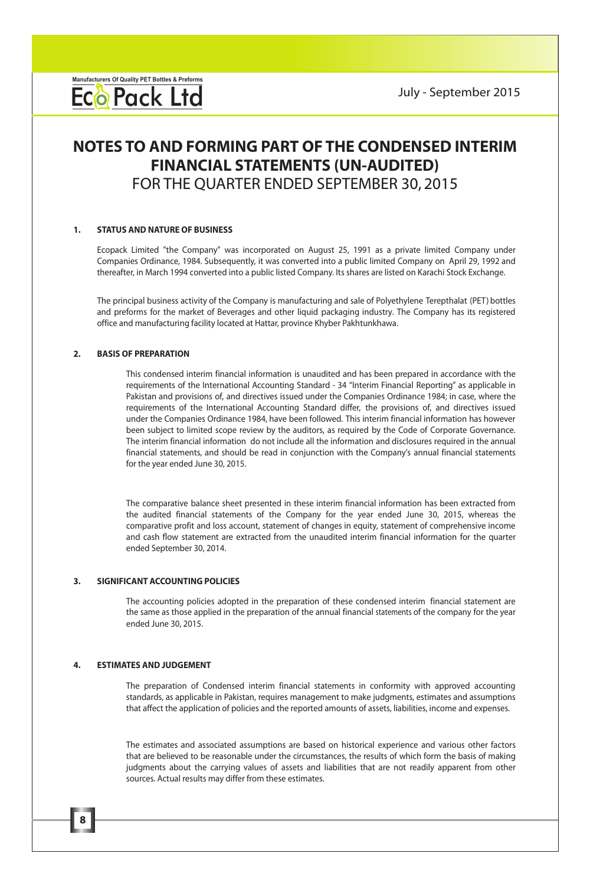# NOTES TO AND FORMING PART OF THE CONDENSED INTERIM FINANCIAL STATEMENTS (UN-AUDITED)

## FOR THE QUARTER ENDED SEPTEMBER 30, 2015

### 1. STATUS AND NATURE OF BUSINESS

Ecopack Limited "the Company" was incorporated on August 25, 1991 as a private limited Company under Companies Ordinance, 1984. Subsequently, it was converted into a public limited Company on April 29, 1992 and thereafter, in March 1994 converted into a public listed Company. Its shares are listed on Karachi Stock Exchange.

The principal business activity of the Company is manufacturing and sale of Polyethylene Terepthalat (PET) bottles and preforms for the market of Beverages and other liquid packaging industry. The Company has its registered office and manufacturing facility located at Hattar, province Khyber Pakhtunkhawa.

### 2. BASIS OF PREPARATION

This condensed interim financial information is unaudited and has been prepared in accordance with the requirements of the International Accounting Standard - 34 "Interim Financial Reporting" as applicable in Pakistan and provisions of, and directives issued under the Companies Ordinance 1984; in case, where the requirements of the International Accounting Standard differ, the provisions of, and directives issued under the Companies Ordinance 1984, have been followed. This interim financial information has however been subject to limited scope review by the auditors, as required by the Code of Corporate Governance. The interim financial information do not include all the information and disclosures required in the annual financial statements, and should be read in conjunction with the Company's annual financial statements for the year ended June 30, 2015.

The comparative balance sheet presented in these interim financial information has been extracted from the audited financial statements of the Company for the year ended June 30, 2015, whereas the comparative profit and loss account, statement of changes in equity, statement of comprehensive income and cash flow statement are extracted from the unaudited interim financial information for the quarter ended September 30, 2014.

### 3. SIGNIFICANT ACCOUNTING POLICIES

The accounting policies adopted in the preparation of these condensed interim financial statement are the same as those applied in the preparation of the annual financial statements of the company for the year ended June 30, 2015.

### 4. ESTIMATES AND JUDGEMENT

The preparation of Condensed interim financial statements in conformity with approved accounting standards, as applicable in Pakistan, requires management to make judgments, estimates and assumptions that affect the application of policies and the reported amounts of assets, liabilities, income and expenses.

The estimates and associated assumptions are based on historical experience and various other factors that are believed to be reasonable under the circumstances, the results of which form the basis of making judgments about the carrying values of assets and liabilities that are not readily apparent from other sources. Actual results may differ from these estimates.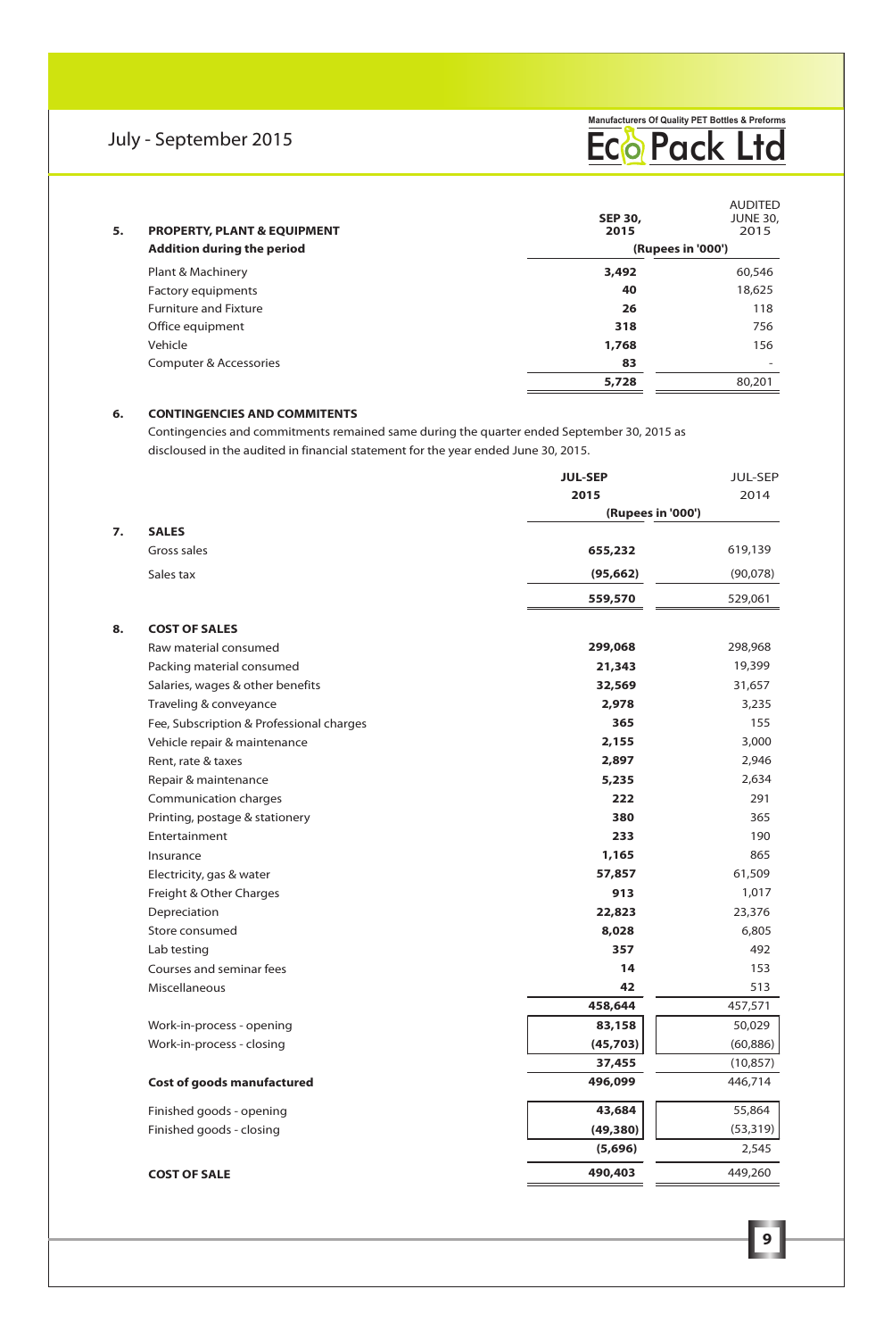## 5. PROPERTY, PLANT & EQUIPMENT

| Addition during the period | SEP 30, 2015 | AUDITED JUNE 30, 2015 |
|---|---|---|
| | (Rupees in '000') | |
| Plant & Machinery | **3,492** | 60,546 |
| Factory equipments | **40** | 18,625 |
| Furniture and Fixture | **26** | 118 |
| Office equipment | **318** | 756 |
| Vehicle | **1,768** | 156 |
| Computer & Accessories | **83** | - |
| | **5,728** | 80,201 |

## 6. CONTINGENCIES AND COMMITENTS

Contingencies and commitments remained same during the quarter ended September 30, 2015 as disclosed in the audited in financial statement for the year ended June 30, 2015.

| | JUL-SEP 2015 | JUL-SEP 2014 |
|---|---|---|
| | (Rupees in '000') | |
| **7. SALES** | | |
| Gross sales | **655,232** | 619,139 |
| Sales tax | **(95,662)** | (90,078) |
| | **559,570** | 529,061 |
| **8. COST OF SALES** | | |
| Raw material consumed | **299,068** | 298,968 |
| Packing material consumed | **21,343** | 19,399 |
| Salaries, wages & other benefits | **32,569** | 31,657 |
| Traveling & conveyance | **2,978** | 3,235 |
| Fee, Subscription & Professional charges | **365** | 155 |
| Vehicle repair & maintenance | **2,155** | 3,000 |
| Rent, rate & taxes | **2,897** | 2,946 |
| Repair & maintenance | **5,235** | 2,634 |
| Communication charges | **222** | 291 |
| Printing, postage & stationery | **380** | 365 |
| Entertainment | **233** | 190 |
| Insurance | **1,165** | 865 |
| Electricity, gas & water | **57,857** | 61,509 |
| Freight & Other Charges | **913** | 1,017 |
| Depreciation | **22,823** | 23,376 |
| Store consumed | **8,028** | 6,805 |
| Lab testing | **357** | 492 |
| Courses and seminar fees | **14** | 153 |
| Miscellaneous | **42** | 513 |
| | **458,644** | 457,571 |
| Work-in-process - opening | **83,158** | 50,029 |
| Work-in-process - closing | **(45,703)** | (60,886) |
| | **37,455** | (10,857) |
| **Cost of goods manufactured** | **496,099** | 446,714 |
| Finished goods - opening | **43,684** | 55,864 |
| Finished goods - closing | **(49,380)** | (53,319) |
| | **(5,696)** | 2,545 |
| **COST OF SALE** | **490,403** | 449,260 |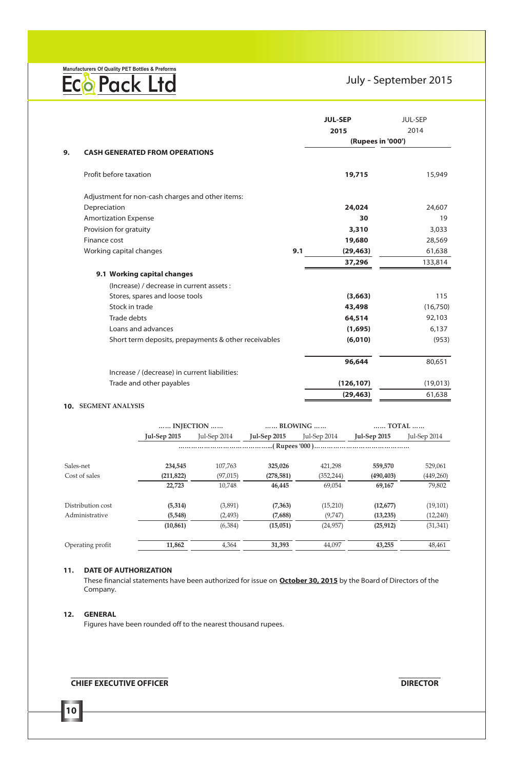## 9. CASH GENERATED FROM OPERATIONS

| | | JUL-SEP 2015 | JUL-SEP 2014 |
|---|---|---|---|
| | | (Rupees in '000') | |
| Profit before taxation | | **19,715** | 15,949 |
| Adjustment for non-cash charges and other items: | | | |
| Depreciation | | **24,024** | 24,607 |
| Amortization Expense | | **30** | 19 |
| Provision for gratuity | | **3,310** | 3,033 |
| Finance cost | | **19,680** | 28,569 |
| Working capital changes | 9.1 | **(29,463)** | 61,638 |
| | | **37,296** | 133,814 |

### 9.1 Working capital changes

| | JUL-SEP 2015 | JUL-SEP 2014 |
|---|---|---|
| (Increase) / decrease in current assets : | | |
| Stores, spares and loose tools | **(3,663)** | 115 |
| Stock in trade | **43,498** | (16,750) |
| Trade debts | **64,514** | 92,103 |
| Loans and advances | **(1,695)** | 6,137 |
| Short term deposits, prepayments & other receivables | **(6,010)** | (953) |
| | **96,644** | 80,651 |
| Increase / (decrease) in current liabilities: | | |
| Trade and other payables | **(126,107)** | (19,013) |
| | **(29,463)** | 61,638 |

## 10. SEGMENT ANALYSIS

| | ...... INJECTION ...... | | ...... BLOWING ...... | | ...... TOTAL ...... | |
|---|---|---|---|---|---|---|
| | **Jul-Sep 2015** | Jul-Sep 2014 | **Jul-Sep 2015** | Jul-Sep 2014 | **Jul-Sep 2015** | Jul-Sep 2014 |
| | ( Rupees '000 ) | | | | | |
| Sales-net | **234,545** | 107,763 | **325,026** | 421,298 | **559,570** | 529,061 |
| Cost of sales | **(211,822)** | (97,015) | **(278,581)** | (352,244) | **(490,403)** | (449,260) |
| | **22,723** | 10,748 | **46,445** | 69,054 | **69,167** | 79,802 |
| Distribution cost | **(5,314)** | (3,891) | **(7,363)** | (15,210) | **(12,677)** | (19,101) |
| Administrative | **(5,548)** | (2,493) | **(7,688)** | (9,747) | **(13,235)** | (12,240) |
| | **(10,861)** | (6,384) | **(15,051)** | (24,957) | **(25,912)** | (31,341) |
| Operating profit | **11,862** | 4,364 | **31,393** | 44,097 | **43,255** | 48,461 |

## 11. DATE OF AUTHORIZATION

These financial statements have been authorized for issue on **October 30, 2015** by the Board of Directors of the Company.

## 12. GENERAL

Figures have been rounded off to the nearest thousand rupees.

**CHIEF EXECUTIVE OFFICER** **DIRECTOR**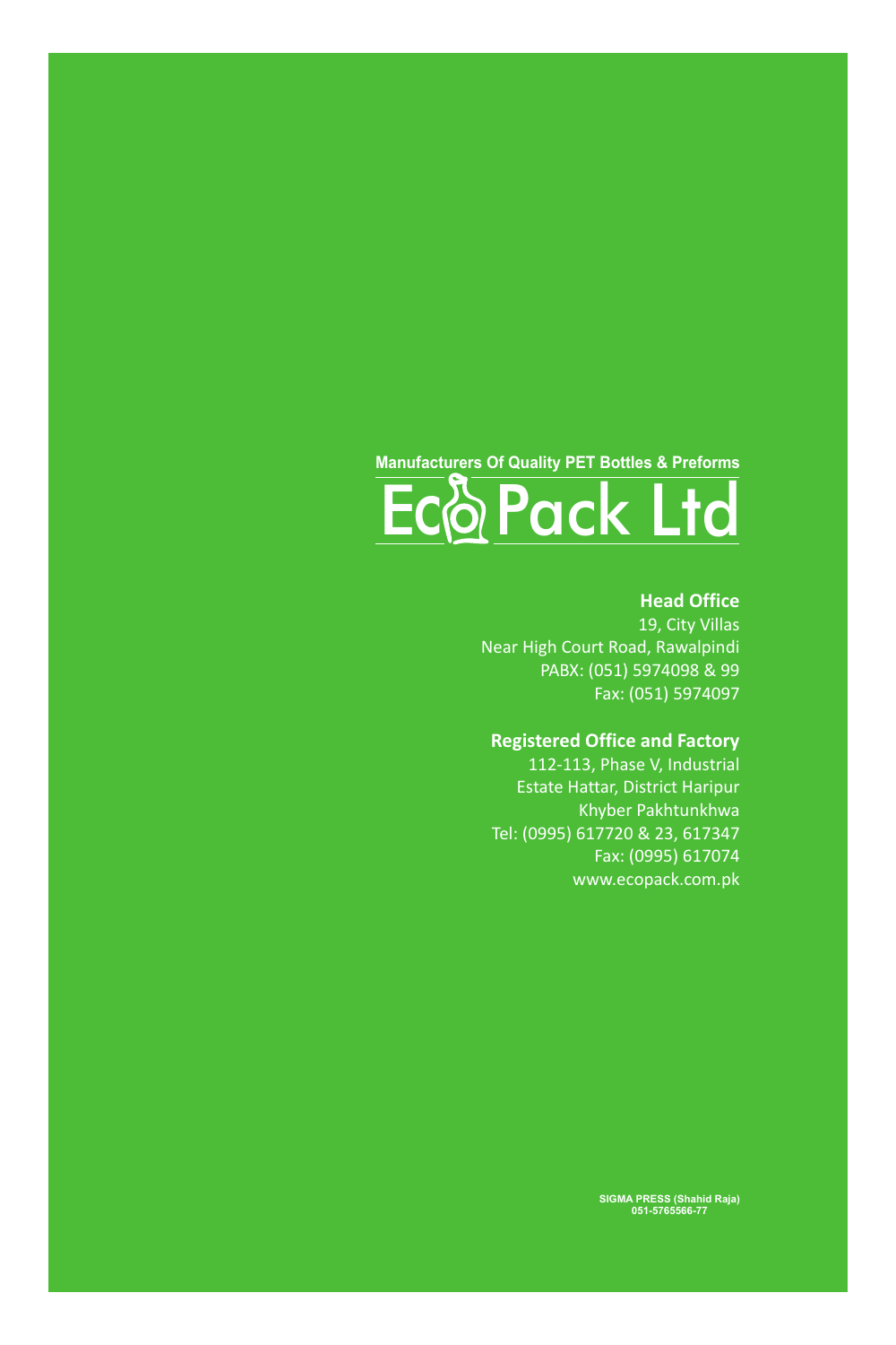Manufacturers Of Quality PET Bottles & Preforms

# EcoPack Ltd

**Head Office**

19, City Villas
Near High Court Road, Rawalpindi
PABX: (051) 5974098 & 99
Fax: (051) 5974097

**Registered Office and Factory**

112-113, Phase V, Industrial
Estate Hattar, District Haripur
Khyber Pakhtunkhwa
Tel: (0995) 617720 & 23, 617347
Fax: (0995) 617074
www.ecopack.com.pk

SIGMA PRESS (Shahid Raja)
051-5765566-77